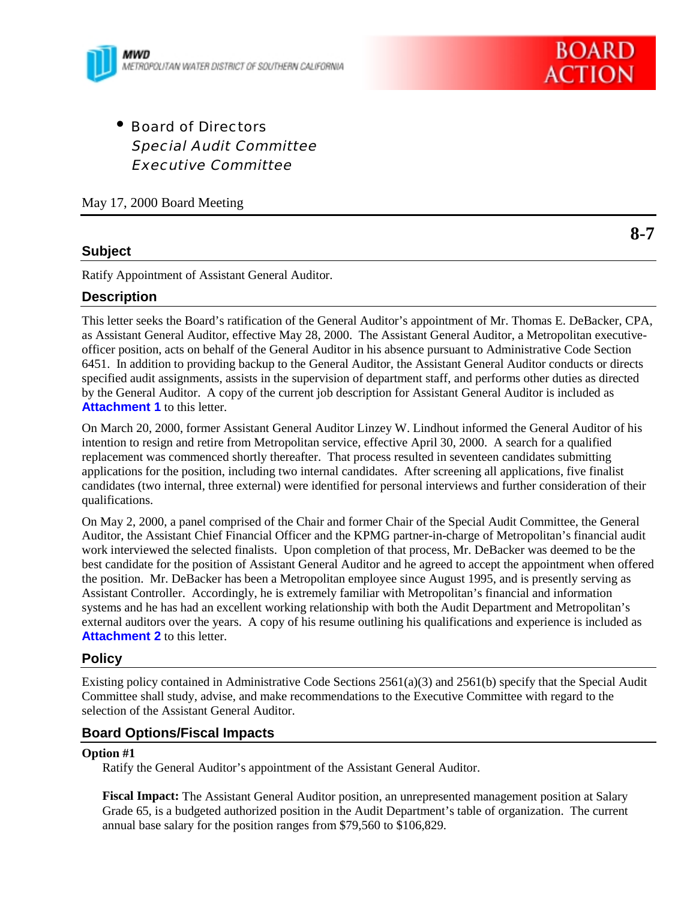MWD
METROPOLITAN WATER DISTRICT OF SOUTHERN CALIFORNIA

BOARD ACTION

- Board of Directors
  *Special Audit Committee*
  *Executive Committee*

May 17, 2000 Board Meeting

**8-7**

## Subject

Ratify Appointment of Assistant General Auditor.

## Description

This letter seeks the Board's ratification of the General Auditor's appointment of Mr. Thomas E. DeBacker, CPA, as Assistant General Auditor, effective May 28, 2000. The Assistant General Auditor, a Metropolitan executive-officer position, acts on behalf of the General Auditor in his absence pursuant to Administrative Code Section 6451. In addition to providing backup to the General Auditor, the Assistant General Auditor conducts or directs specified audit assignments, assists in the supervision of department staff, and performs other duties as directed by the General Auditor. A copy of the current job description for Assistant General Auditor is included as **Attachment 1** to this letter.

On March 20, 2000, former Assistant General Auditor Linzey W. Lindhout informed the General Auditor of his intention to resign and retire from Metropolitan service, effective April 30, 2000. A search for a qualified replacement was commenced shortly thereafter. That process resulted in seventeen candidates submitting applications for the position, including two internal candidates. After screening all applications, five finalist candidates (two internal, three external) were identified for personal interviews and further consideration of their qualifications.

On May 2, 2000, a panel comprised of the Chair and former Chair of the Special Audit Committee, the General Auditor, the Assistant Chief Financial Officer and the KPMG partner-in-charge of Metropolitan's financial audit work interviewed the selected finalists. Upon completion of that process, Mr. DeBacker was deemed to be the best candidate for the position of Assistant General Auditor and he agreed to accept the appointment when offered the position. Mr. DeBacker has been a Metropolitan employee since August 1995, and is presently serving as Assistant Controller. Accordingly, he is extremely familiar with Metropolitan's financial and information systems and he has had an excellent working relationship with both the Audit Department and Metropolitan's external auditors over the years. A copy of his resume outlining his qualifications and experience is included as **Attachment 2** to this letter.

## Policy

Existing policy contained in Administrative Code Sections 2561(a)(3) and 2561(b) specify that the Special Audit Committee shall study, advise, and make recommendations to the Executive Committee with regard to the selection of the Assistant General Auditor.

## Board Options/Fiscal Impacts

**Option #1**

Ratify the General Auditor's appointment of the Assistant General Auditor.

**Fiscal Impact:** The Assistant General Auditor position, an unrepresented management position at Salary Grade 65, is a budgeted authorized position in the Audit Department's table of organization. The current annual base salary for the position ranges from $79,560 to $106,829.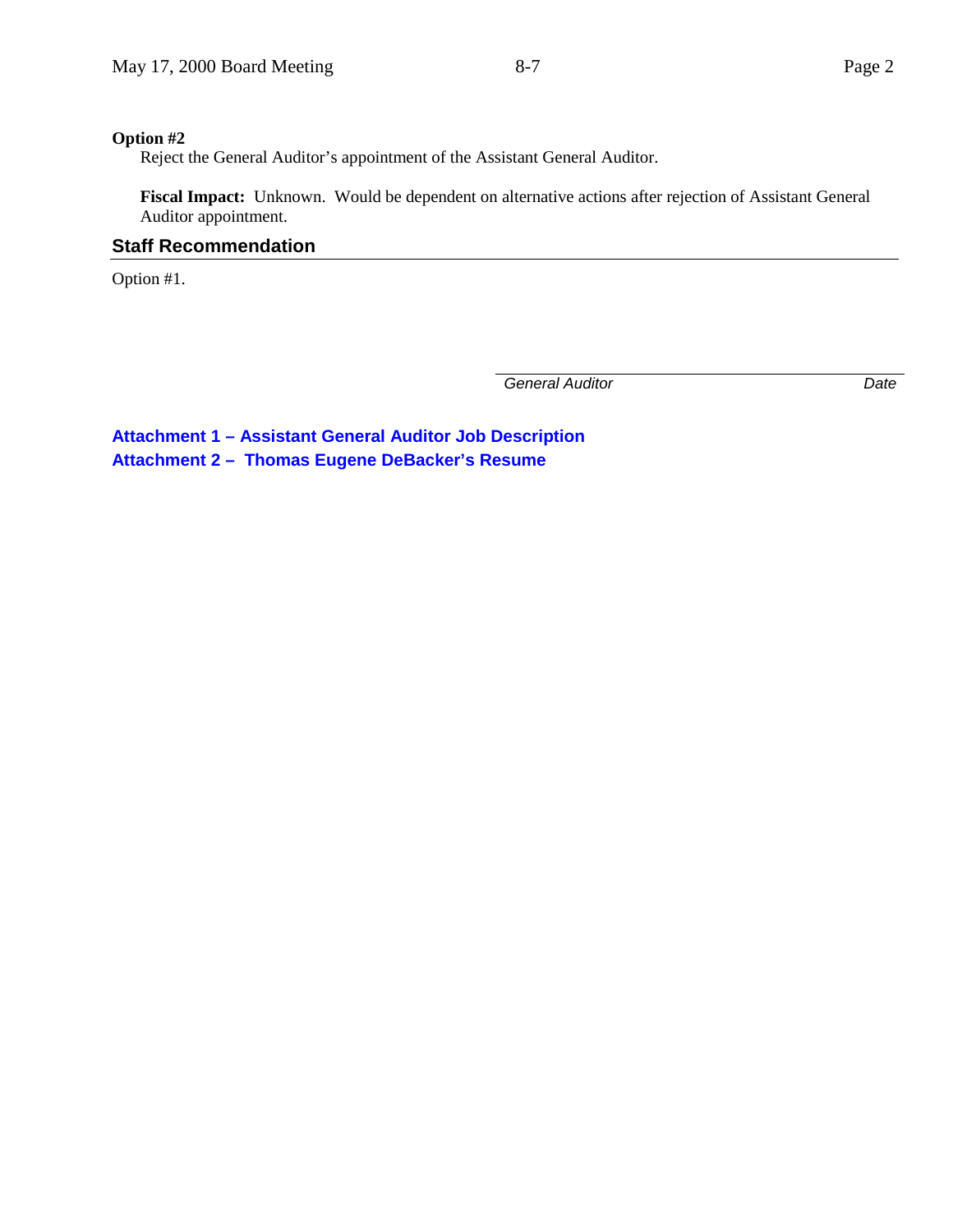**Option #2**

Reject the General Auditor's appointment of the Assistant General Auditor.

**Fiscal Impact:** Unknown. Would be dependent on alternative actions after rejection of Assistant General Auditor appointment.

## Staff Recommendation

Option #1.

_______________________________________

*General Auditor* *Date*

**Attachment 1 – Assistant General Auditor Job Description**
**Attachment 2 – Thomas Eugene DeBacker's Resume**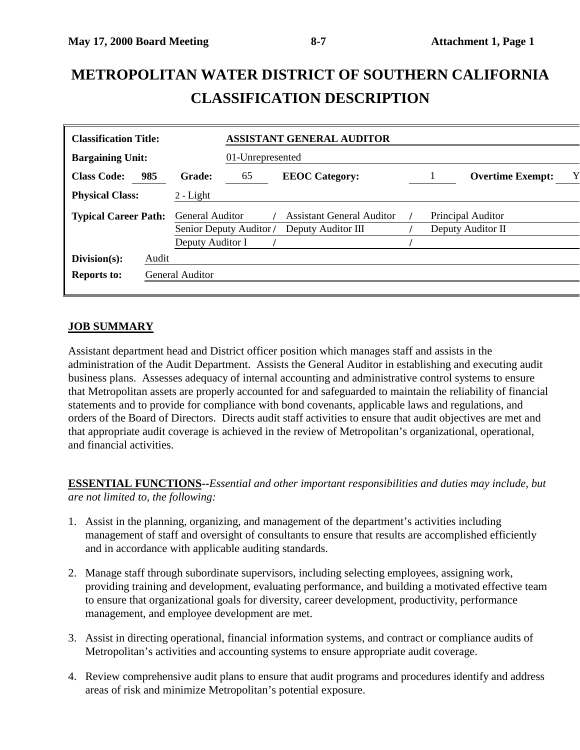# METROPOLITAN WATER DISTRICT OF SOUTHERN CALIFORNIA
# CLASSIFICATION DESCRIPTION

| | | | | |
|---|---|---|---|---|
| **Classification Title:** | **ASSISTANT GENERAL AUDITOR** | | | |
| **Bargaining Unit:** | 01-Unrepresented | | | |
| **Class Code:** 985 | **Grade:** 65 | **EEOC Category:** 1 | **Overtime Exempt:** Y | |
| **Physical Class:** | 2 - Light | | | |
| **Typical Career Path:** | General Auditor / | Assistant General Auditor / | Principal Auditor | |
| | Senior Deputy Auditor / | Deputy Auditor III / | Deputy Auditor II | |
| | Deputy Auditor I / | / | | |
| **Division(s):** | Audit | | | |
| **Reports to:** | General Auditor | | | |

## JOB SUMMARY

Assistant department head and District officer position which manages staff and assists in the administration of the Audit Department. Assists the General Auditor in establishing and executing audit business plans. Assesses adequacy of internal accounting and administrative control systems to ensure that Metropolitan assets are properly accounted for and safeguarded to maintain the reliability of financial statements and to provide for compliance with bond covenants, applicable laws and regulations, and orders of the Board of Directors. Directs audit staff activities to ensure that audit objectives are met and that appropriate audit coverage is achieved in the review of Metropolitan's organizational, operational, and financial activities.

**ESSENTIAL FUNCTIONS**--*Essential and other important responsibilities and duties may include, but are not limited to, the following:*

1. Assist in the planning, organizing, and management of the department's activities including management of staff and oversight of consultants to ensure that results are accomplished efficiently and in accordance with applicable auditing standards.

2. Manage staff through subordinate supervisors, including selecting employees, assigning work, providing training and development, evaluating performance, and building a motivated effective team to ensure that organizational goals for diversity, career development, productivity, performance management, and employee development are met.

3. Assist in directing operational, financial information systems, and contract or compliance audits of Metropolitan's activities and accounting systems to ensure appropriate audit coverage.

4. Review comprehensive audit plans to ensure that audit programs and procedures identify and address areas of risk and minimize Metropolitan's potential exposure.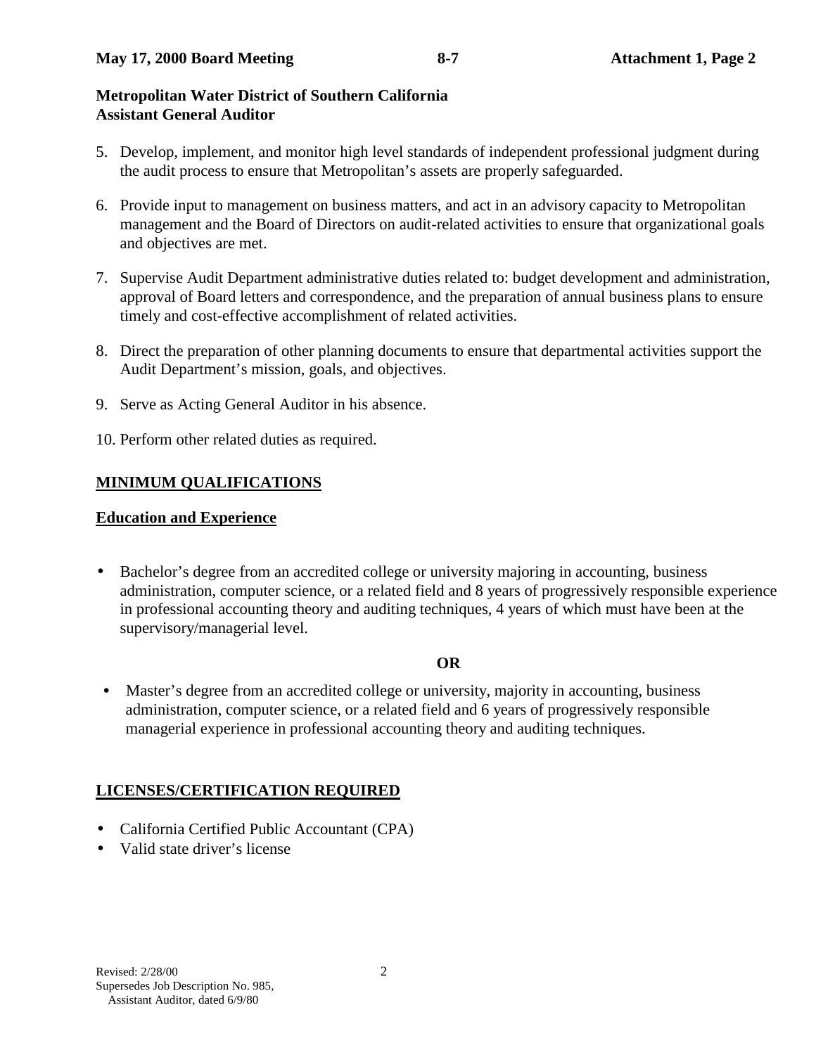**Metropolitan Water District of Southern California**
**Assistant General Auditor**

5. Develop, implement, and monitor high level standards of independent professional judgment during the audit process to ensure that Metropolitan's assets are properly safeguarded.

6. Provide input to management on business matters, and act in an advisory capacity to Metropolitan management and the Board of Directors on audit-related activities to ensure that organizational goals and objectives are met.

7. Supervise Audit Department administrative duties related to: budget development and administration, approval of Board letters and correspondence, and the preparation of annual business plans to ensure timely and cost-effective accomplishment of related activities.

8. Direct the preparation of other planning documents to ensure that departmental activities support the Audit Department's mission, goals, and objectives.

9. Serve as Acting General Auditor in his absence.

10. Perform other related duties as required.

## MINIMUM QUALIFICATIONS

### Education and Experience

- Bachelor's degree from an accredited college or university majoring in accounting, business administration, computer science, or a related field and 8 years of progressively responsible experience in professional accounting theory and auditing techniques, 4 years of which must have been at the supervisory/managerial level.

**OR**

- Master's degree from an accredited college or university, majority in accounting, business administration, computer science, or a related field and 6 years of progressively responsible managerial experience in professional accounting theory and auditing techniques.

## LICENSES/CERTIFICATION REQUIRED

- California Certified Public Accountant (CPA)
- Valid state driver's license

Revised: 2/28/00
Supersedes Job Description No. 985, Assistant Auditor, dated 6/9/80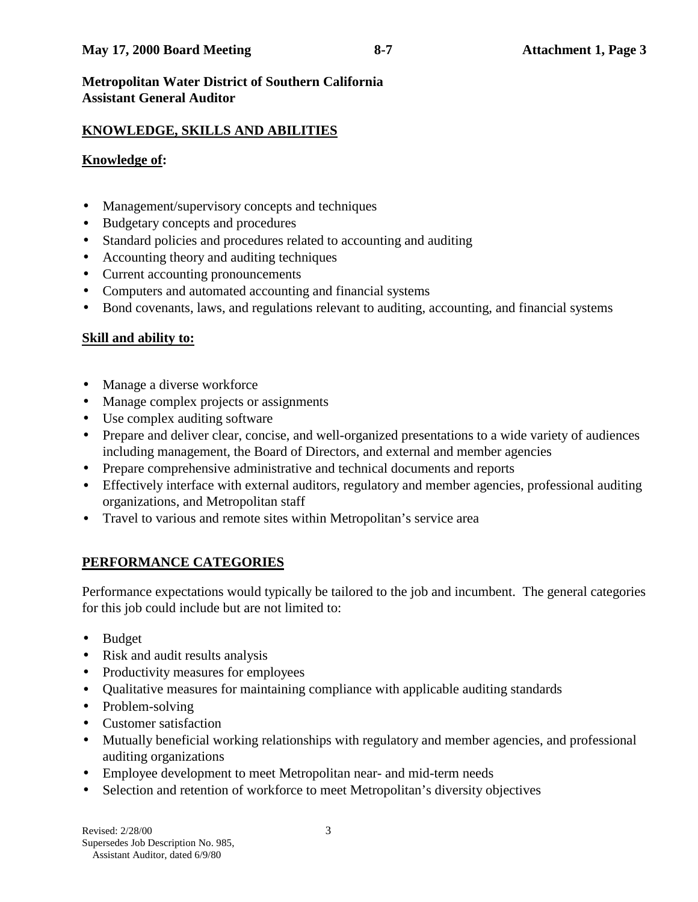**Metropolitan Water District of Southern California**
**Assistant General Auditor**

## KNOWLEDGE, SKILLS AND ABILITIES

### Knowledge of:

- Management/supervisory concepts and techniques
- Budgetary concepts and procedures
- Standard policies and procedures related to accounting and auditing
- Accounting theory and auditing techniques
- Current accounting pronouncements
- Computers and automated accounting and financial systems
- Bond covenants, laws, and regulations relevant to auditing, accounting, and financial systems

### Skill and ability to:

- Manage a diverse workforce
- Manage complex projects or assignments
- Use complex auditing software
- Prepare and deliver clear, concise, and well-organized presentations to a wide variety of audiences including management, the Board of Directors, and external and member agencies
- Prepare comprehensive administrative and technical documents and reports
- Effectively interface with external auditors, regulatory and member agencies, professional auditing organizations, and Metropolitan staff
- Travel to various and remote sites within Metropolitan's service area

## PERFORMANCE CATEGORIES

Performance expectations would typically be tailored to the job and incumbent. The general categories for this job could include but are not limited to:

- Budget
- Risk and audit results analysis
- Productivity measures for employees
- Qualitative measures for maintaining compliance with applicable auditing standards
- Problem-solving
- Customer satisfaction
- Mutually beneficial working relationships with regulatory and member agencies, and professional auditing organizations
- Employee development to meet Metropolitan near- and mid-term needs
- Selection and retention of workforce to meet Metropolitan's diversity objectives

Revised: 2/28/00
Supersedes Job Description No. 985, Assistant Auditor, dated 6/9/80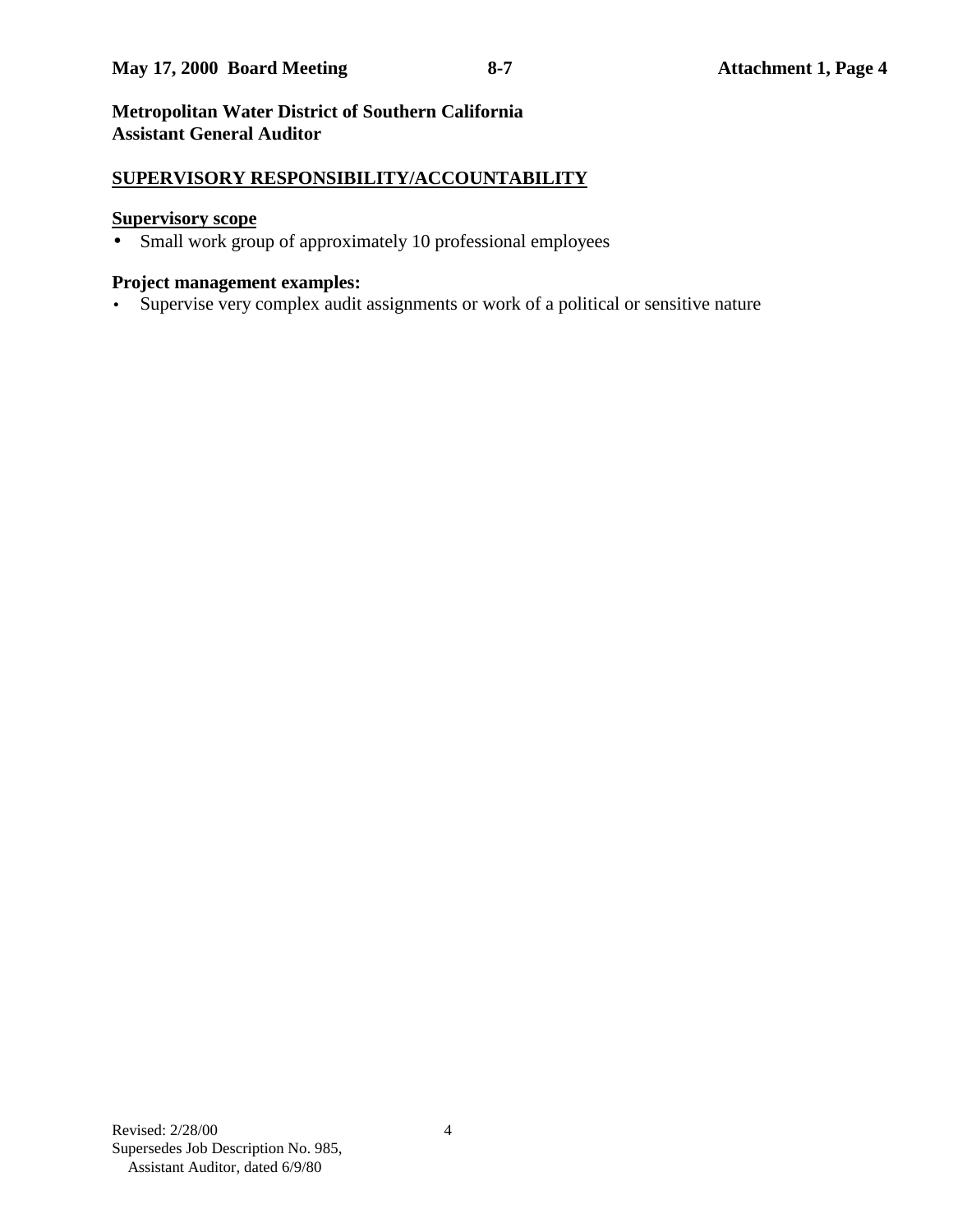**Metropolitan Water District of Southern California**
**Assistant General Auditor**

## SUPERVISORY RESPONSIBILITY/ACCOUNTABILITY

### Supervisory scope

- Small work group of approximately 10 professional employees

**Project management examples:**

- Supervise very complex audit assignments or work of a political or sensitive nature

Revised: 2/28/00
Supersedes Job Description No. 985,
Assistant Auditor, dated 6/9/80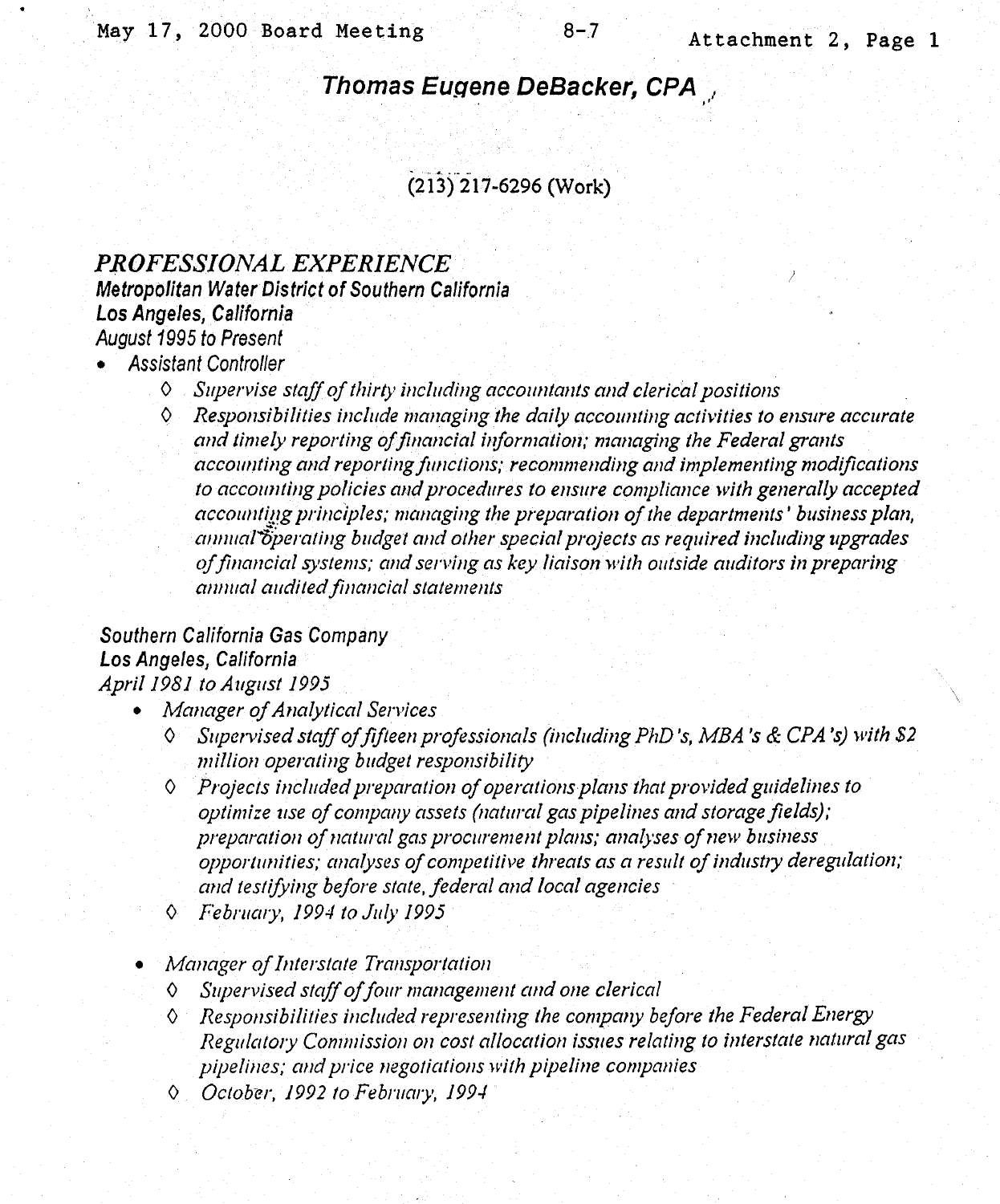# *Thomas Eugene DeBacker, CPA*

(213) 217-6296 (Work)

## *PROFESSIONAL EXPERIENCE*

***Metropolitan Water District of Southern California***
***Los Angeles, California***
*August 1995 to Present*

- *Assistant Controller*
  - ◊ *Supervise staff of thirty including accountants and clerical positions*
  - ◊ *Responsibilities include managing the daily accounting activities to ensure accurate and timely reporting of financial information; managing the Federal grants accounting and reporting functions; recommending and implementing modifications to accounting policies and procedures to ensure compliance with generally accepted accounting principles; managing the preparation of the departments' business plan, annual operating budget and other special projects as required including upgrades of financial systems; and serving as key liaison with outside auditors in preparing annual audited financial statements*

***Southern California Gas Company***
***Los Angeles, California***
*April 1981 to August 1995*

- *Manager of Analytical Services*
  - ◊ *Supervised staff of fifteen professionals (including PhD's, MBA's & CPA's) with $2 million operating budget responsibility*
  - ◊ *Projects included preparation of operations plans that provided guidelines to optimize use of company assets (natural gas pipelines and storage fields); preparation of natural gas procurement plans; analyses of new business opportunities; analyses of competitive threats as a result of industry deregulation; and testifying before state, federal and local agencies*
  - ◊ *February, 1994 to July 1995*

- *Manager of Interstate Transportation*
  - ◊ *Supervised staff of four management and one clerical*
  - ◊ *Responsibilities included representing the company before the Federal Energy Regulatory Commission on cost allocation issues relating to interstate natural gas pipelines; and price negotiations with pipeline companies*
  - ◊ *October, 1992 to February, 1994*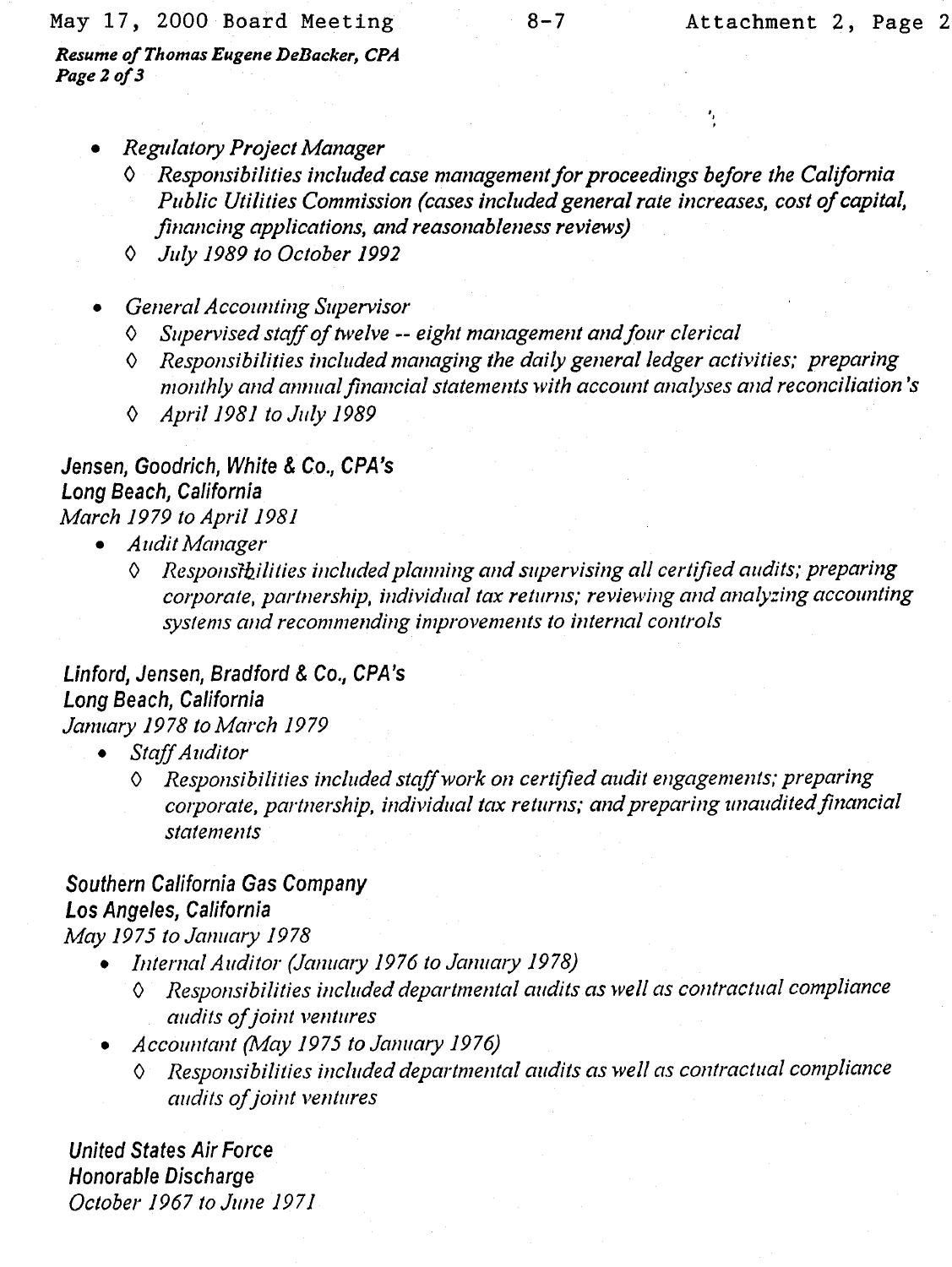- *Regulatory Project Manager*
  - ◊ *Responsibilities included case management for proceedings before the California Public Utilities Commission (cases included general rate increases, cost of capital, financing applications, and reasonableness reviews)*
  - ◊ *July 1989 to October 1992*

- *General Accounting Supervisor*
  - ◊ *Supervised staff of twelve -- eight management and four clerical*
  - ◊ *Responsibilities included managing the daily general ledger activities; preparing monthly and annual financial statements with account analyses and reconciliation's*
  - ◊ *April 1981 to July 1989*

**Jensen, Goodrich, White & Co., CPA's**
**Long Beach, California**
*March 1979 to April 1981*

- *Audit Manager*
  - ◊ *Responsibilities included planning and supervising all certified audits; preparing corporate, partnership, individual tax returns; reviewing and analyzing accounting systems and recommending improvements to internal controls*

**Linford, Jensen, Bradford & Co., CPA's**
**Long Beach, California**
*January 1978 to March 1979*

- *Staff Auditor*
  - ◊ *Responsibilities included staff work on certified audit engagements; preparing corporate, partnership, individual tax returns; and preparing unaudited financial statements*

**Southern California Gas Company**
**Los Angeles, California**
*May 1975 to January 1978*

- *Internal Auditor (January 1976 to January 1978)*
  - ◊ *Responsibilities included departmental audits as well as contractual compliance audits of joint ventures*
- *Accountant (May 1975 to January 1976)*
  - ◊ *Responsibilities included departmental audits as well as contractual compliance audits of joint ventures*

**United States Air Force**
**Honorable Discharge**
*October 1967 to June 1971*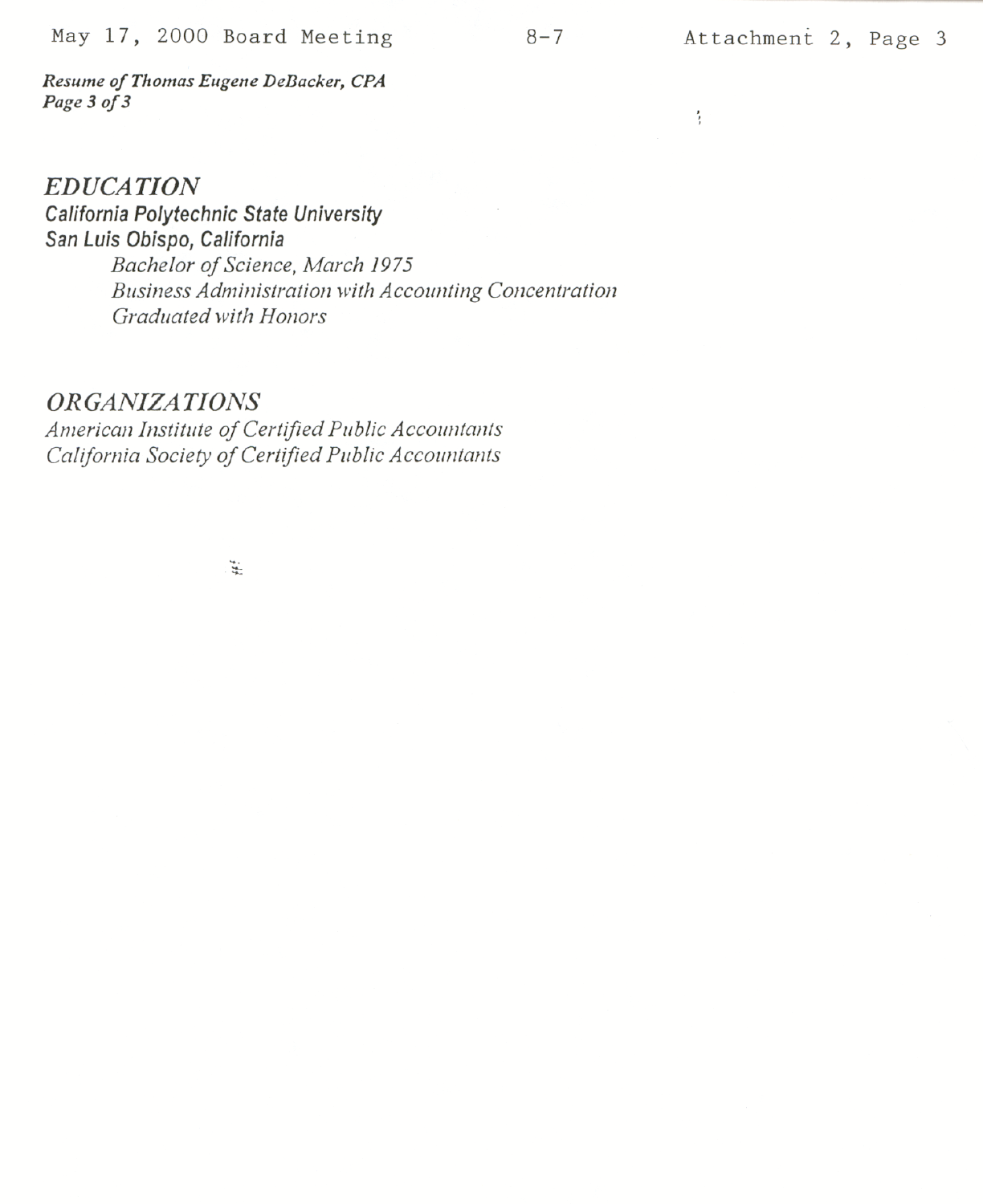*Resume of Thomas Eugene DeBacker, CPA*
*Page 3 of 3*

## *EDUCATION*

**California Polytechnic State University**
**San Luis Obispo, California**

*Bachelor of Science, March 1975*
*Business Administration with Accounting Concentration*
*Graduated with Honors*

## *ORGANIZATIONS*

*American Institute of Certified Public Accountants*
*California Society of Certified Public Accountants*

#